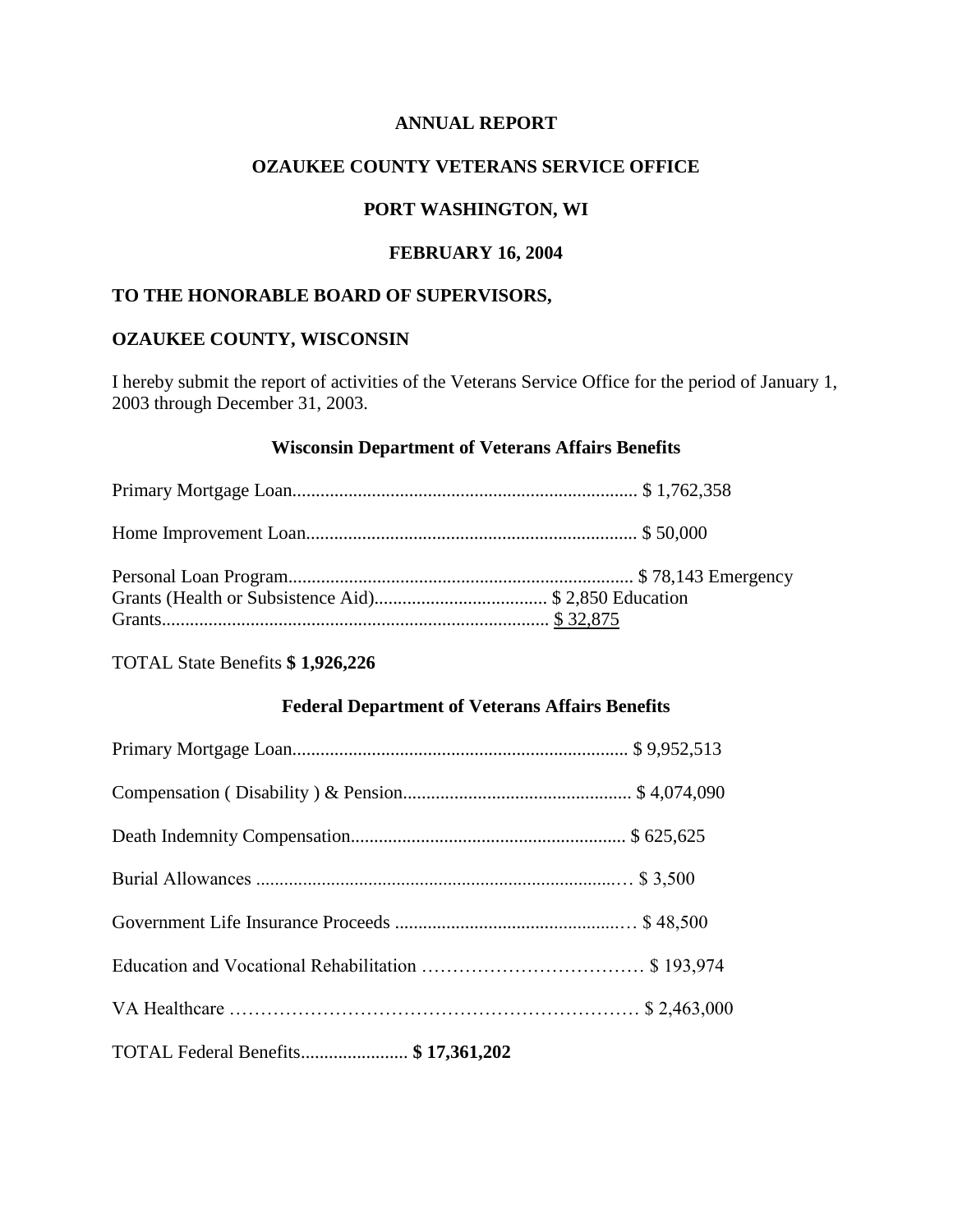**ANNUAL REPORT**

**OZAUKEE COUNTY VETERANS SERVICE OFFICE**

**PORT WASHINGTON, WI**

**FEBRUARY 16, 2004**

**TO THE HONORABLE BOARD OF SUPERVISORS,**

**OZAUKEE COUNTY, WISCONSIN**

I hereby submit the report of activities of the Veterans Service Office for the period of January 1, 2003 through December 31, 2003.

**Wisconsin Department of Veterans Affairs Benefits**

Primary Mortgage Loan.......................................................................... $ 1,762,358

Home Improvement Loan....................................................................... $ 50,000

Personal Loan Program.......................................................................... $ 78,143

Emergency Grants (Health or Subsistence Aid)..................................... $ 2,850

Education Grants.................................................................................. $ 32,875

TOTAL State Benefits **$ 1,926,226**

**Federal Department of Veterans Affairs Benefits**

Primary Mortgage Loan....................................................................... $ 9,952,513

Compensation ( Disability ) & Pension................................................. $ 4,074,090

Death Indemnity Compensation........................................................... $ 625,625

Burial Allowances .............................................................................. $ 3,500

Government Life Insurance Proceeds .................................................. $ 48,500

Education and Vocational Rehabilitation ……………………………… $ 193,974

VA Healthcare ………………………………………………………… $ 2,463,000

TOTAL Federal Benefits....................... **$ 17,361,202**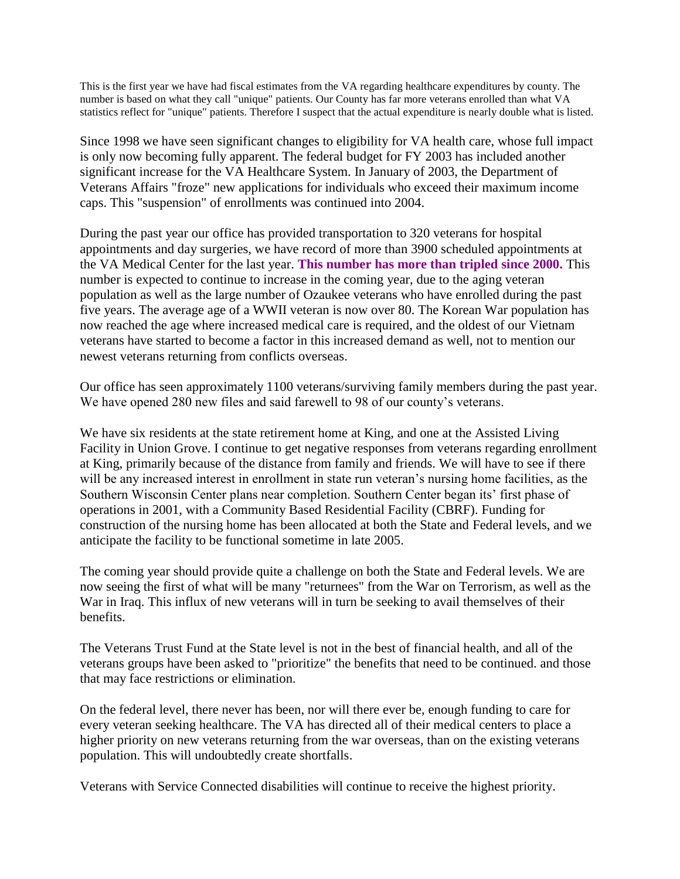This is the first year we have had fiscal estimates from the VA regarding healthcare expenditures by county. The number is based on what they call "unique" patients. Our County has far more veterans enrolled than what VA statistics reflect for "unique" patients. Therefore I suspect that the actual expenditure is nearly double what is listed.

Since 1998 we have seen significant changes to eligibility for VA health care, whose full impact is only now becoming fully apparent. The federal budget for FY 2003 has included another significant increase for the VA Healthcare System. In January of 2003, the Department of Veterans Affairs "froze" new applications for individuals who exceed their maximum income caps. This "suspension" of enrollments was continued into 2004.

During the past year our office has provided transportation to 320 veterans for hospital appointments and day surgeries, we have record of more than 3900 scheduled appointments at the VA Medical Center for the last year. **This number has more than tripled since 2000.** This number is expected to continue to increase in the coming year, due to the aging veteran population as well as the large number of Ozaukee veterans who have enrolled during the past five years. The average age of a WWII veteran is now over 80. The Korean War population has now reached the age where increased medical care is required, and the oldest of our Vietnam veterans have started to become a factor in this increased demand as well, not to mention our newest veterans returning from conflicts overseas.

Our office has seen approximately 1100 veterans/surviving family members during the past year. We have opened 280 new files and said farewell to 98 of our county's veterans.

We have six residents at the state retirement home at King, and one at the Assisted Living Facility in Union Grove. I continue to get negative responses from veterans regarding enrollment at King, primarily because of the distance from family and friends. We will have to see if there will be any increased interest in enrollment in state run veteran's nursing home facilities, as the Southern Wisconsin Center plans near completion. Southern Center began its' first phase of operations in 2001, with a Community Based Residential Facility (CBRF). Funding for construction of the nursing home has been allocated at both the State and Federal levels, and we anticipate the facility to be functional sometime in late 2005.

The coming year should provide quite a challenge on both the State and Federal levels. We are now seeing the first of what will be many "returnees" from the War on Terrorism, as well as the War in Iraq. This influx of new veterans will in turn be seeking to avail themselves of their benefits.

The Veterans Trust Fund at the State level is not in the best of financial health, and all of the veterans groups have been asked to "prioritize" the benefits that need to be continued. and those that may face restrictions or elimination.

On the federal level, there never has been, nor will there ever be, enough funding to care for every veteran seeking healthcare. The VA has directed all of their medical centers to place a higher priority on new veterans returning from the war overseas, than on the existing veterans population. This will undoubtedly create shortfalls.

Veterans with Service Connected disabilities will continue to receive the highest priority.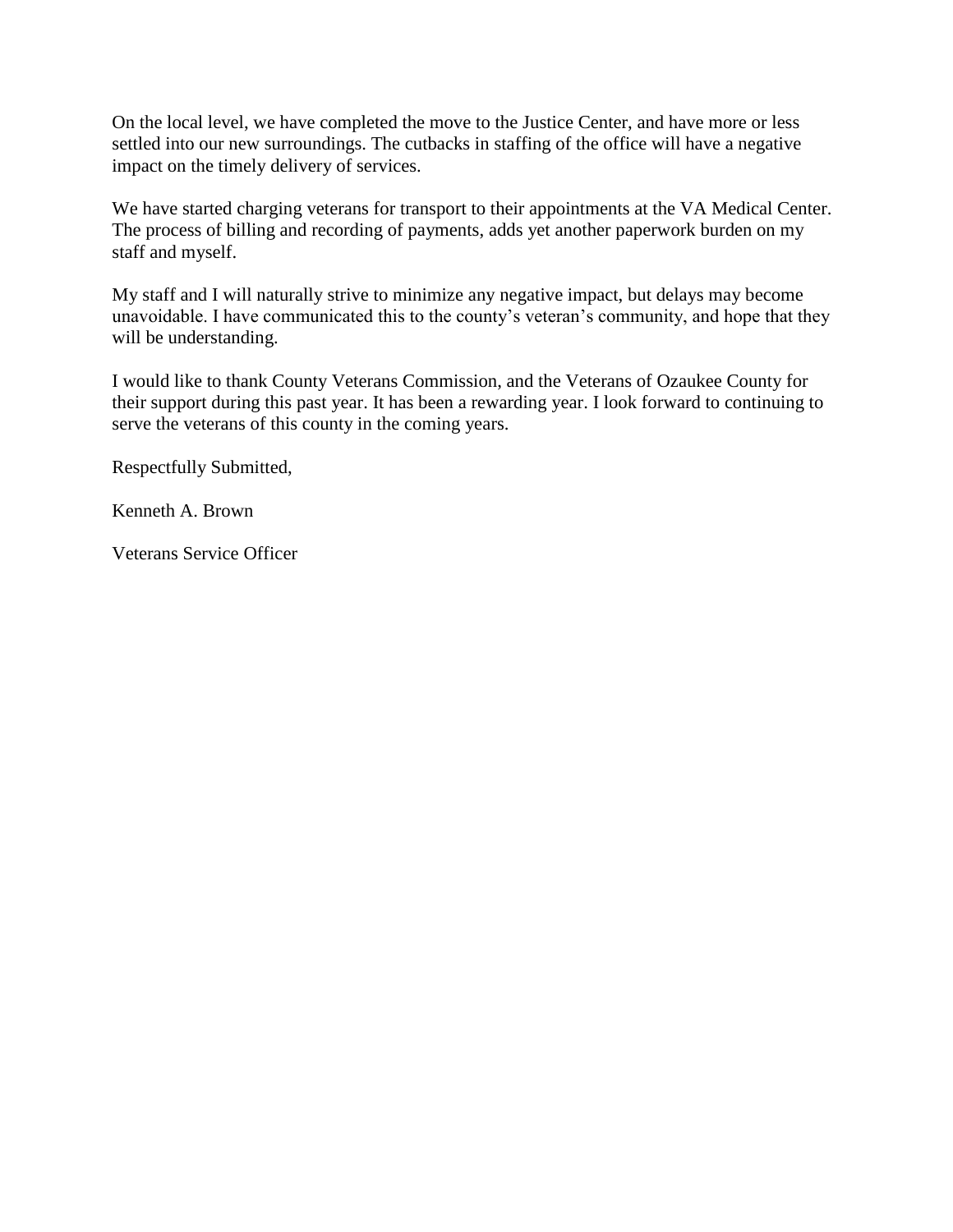On the local level, we have completed the move to the Justice Center, and have more or less settled into our new surroundings. The cutbacks in staffing of the office will have a negative impact on the timely delivery of services.

We have started charging veterans for transport to their appointments at the VA Medical Center. The process of billing and recording of payments, adds yet another paperwork burden on my staff and myself.

My staff and I will naturally strive to minimize any negative impact, but delays may become unavoidable. I have communicated this to the county's veteran's community, and hope that they will be understanding.

I would like to thank County Veterans Commission, and the Veterans of Ozaukee County for their support during this past year. It has been a rewarding year. I look forward to continuing to serve the veterans of this county in the coming years.

Respectfully Submitted,

Kenneth A. Brown

Veterans Service Officer